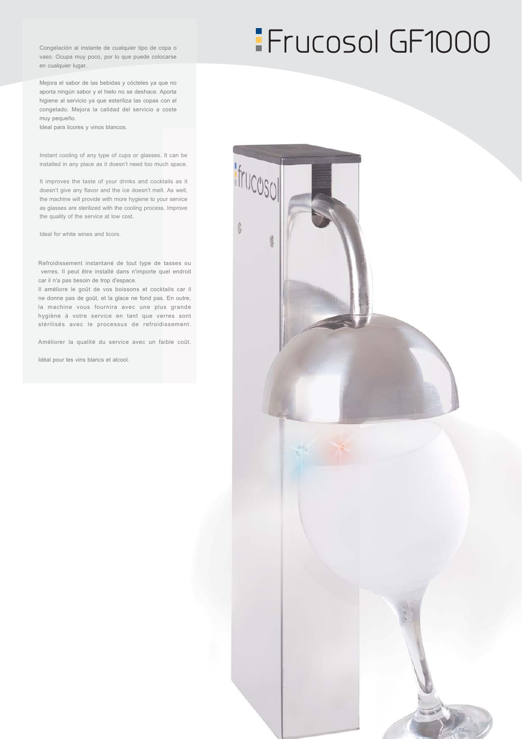# Frucosol GF1000

Congelación al instante de cualquier tipo de copa o vaso. Ocupa muy poco, por lo que puede colocarse en cualquier lugar.

Mejora el sabor de las bebidas y cócteles ya que no aporta ningún sabor y el hielo no se deshace. Aporta higiene al servicio ya que esteriliza las copas con el congelado. Mejora la calidad del servicio a coste muy pequeño.
Ideal para licores y vinos blancos.

Instant cooling of any type of cups or glasses. It can be installed in any place as it doesn't need too much space.

It improves the taste of your drinks and cocktails as it doesn't give any flavor and the ice doesn't melt. As well, the machine will provide with more hygiene to your service as glasses are sterilized with the cooling process. Improve the quality of the service at low cost.

Ideal for white wines and licors.

Refroidissement instantané de tout type de tasses ou verres. Il peut être installé dans n'importe quel endroit car il n'a pas besoin de trop d'espace.
Il améliore le goût de vos boissons et cocktails car il ne donne pas de goût, et la glace ne fond pas. En outre, la machine vous fournira avec une plus grande hygiène à votre service en tant que verres sont stérilisés avec le processus de refroidissement.

Améliorer la qualité du service avec un faible coût.

Idéal pour les vins blancs et alcool.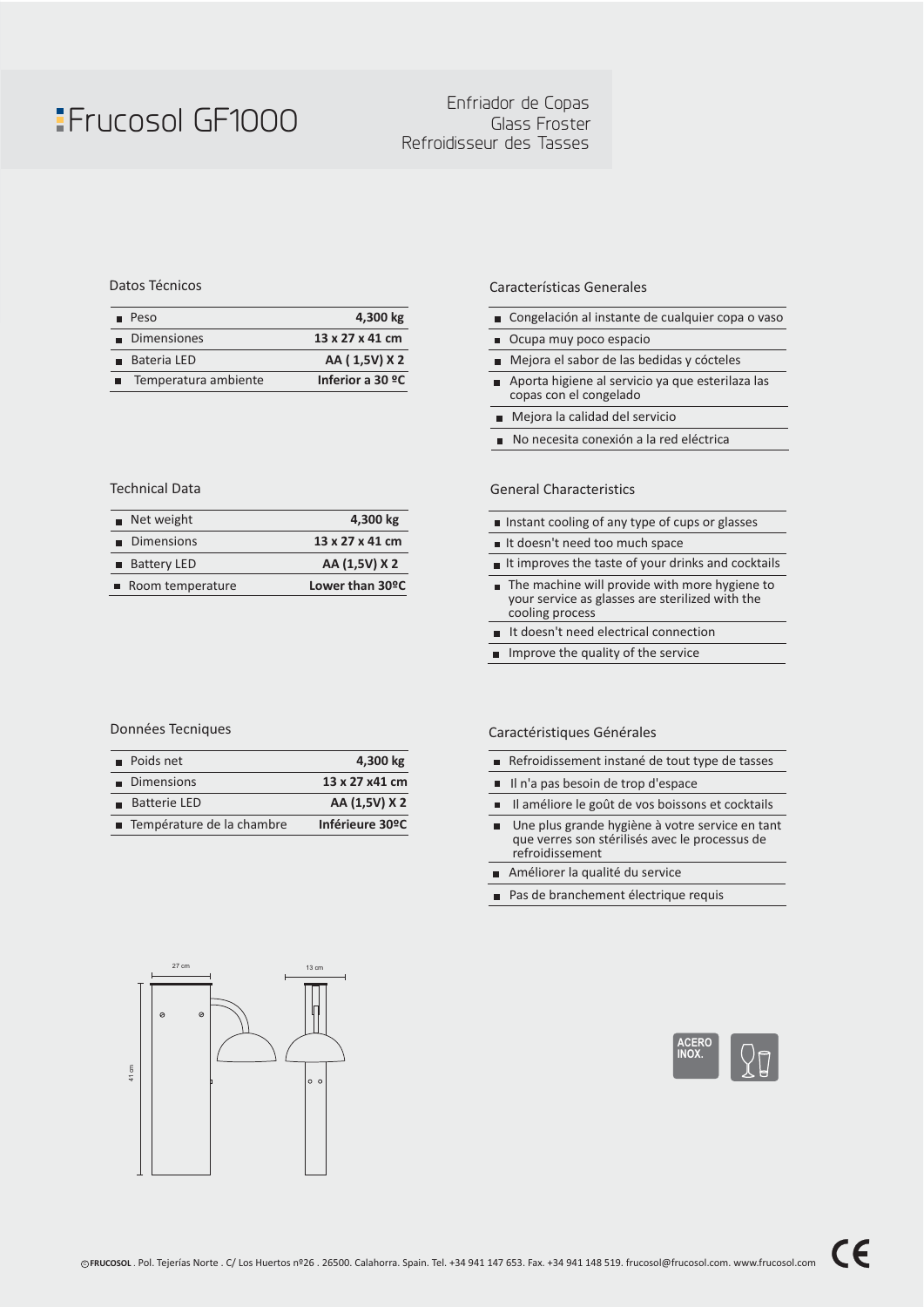# Frucosol GF1000

Enfriador de Copas
Glass Froster
Refroidisseur des Tasses

### Datos Técnicos

| | |
|---|---|
| Peso | 4,300 kg |
| Dimensiones | 13 x 27 x 41 cm |
| Bateria LED | AA ( 1,5V) X 2 |
| Temperatura ambiente | Inferior a 30 ºC |

### Características Generales

- Congelación al instante de cualquier copa o vaso
- Ocupa muy poco espacio
- Mejora el sabor de las bedidas y cócteles
- Aporta higiene al servicio ya que esterilaza las copas con el congelado
- Mejora la calidad del servicio
- No necesita conexión a la red eléctrica

### Technical Data

| | |
|---|---|
| Net weight | 4,300 kg |
| Dimensions | 13 x 27 x 41 cm |
| Battery LED | AA (1,5V) X 2 |
| Room temperature | Lower than 30ºC |

### General Characteristics

- Instant cooling of any type of cups or glasses
- It doesn't need too much space
- It improves the taste of your drinks and cocktails
- The machine will provide with more hygiene to your service as glasses are sterilized with the cooling process
- It doesn't need electrical connection
- Improve the quality of the service

### Données Tecniques

| | |
|---|---|
| Poids net | 4,300 kg |
| Dimensions | 13 x 27 x41 cm |
| Batterie LED | AA (1,5V) X 2 |
| Température de la chambre | Inférieure 30ºC |

### Caractéristiques Générales

- Refroidissement instané de tout type de tasses
- Il n'a pas besoin de trop d'espace
- Il améliore le goût de vos boissons et cocktails
- Une plus grande hygiène à votre service en tant que verres son stérilisés avec le processus de refroidissement
- Améliorer la qualité du service
- Pas de branchement électrique requis

27 cm
13 cm
41 cm

ACERO INOX.

©FRUCOSOL . Pol. Tejerías Norte . C/ Los Huertos nº26 . 26500. Calahorra. Spain. Tel. +34 941 147 653. Fax. +34 941 148 519. frucosol@frucosol.com. www.frucosol.com